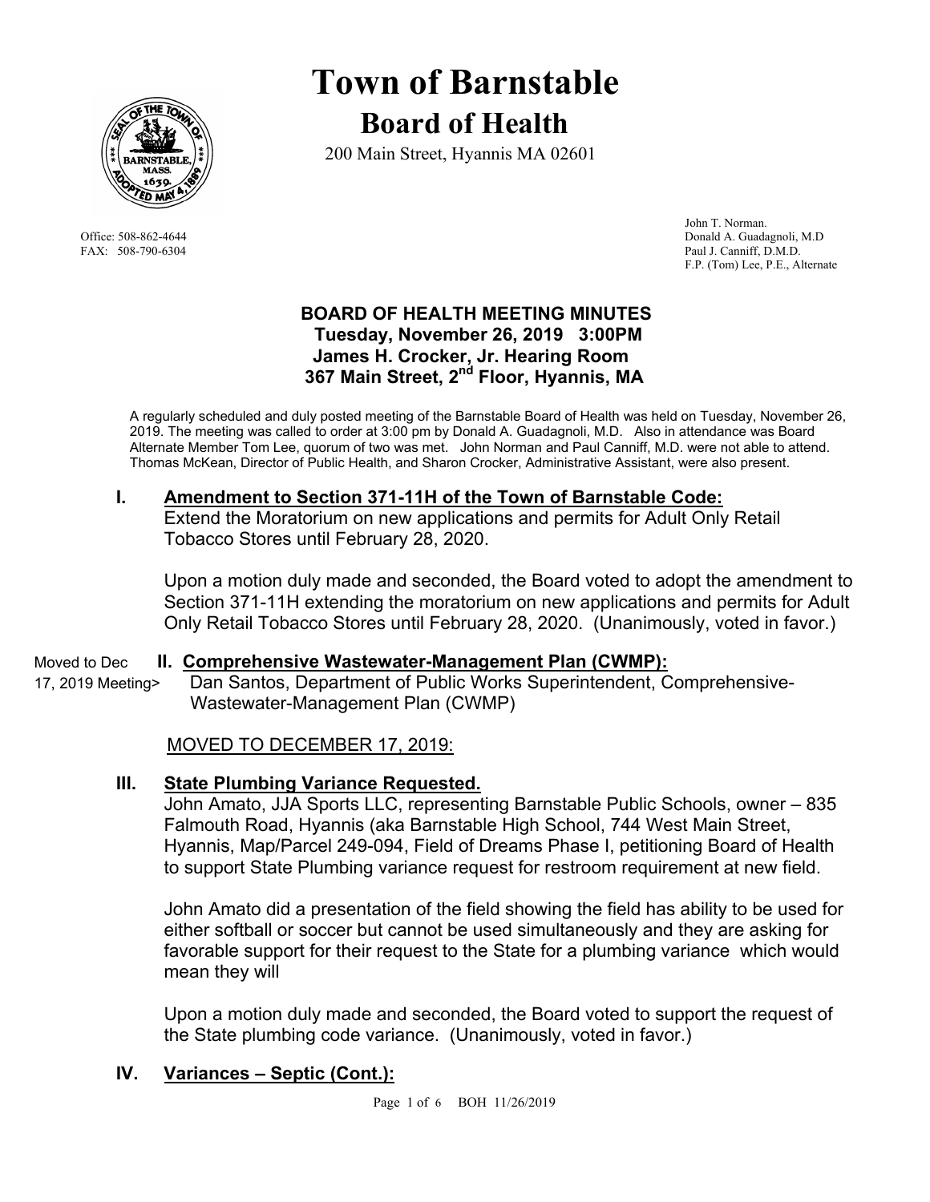# Town of Barnstable

## Board of Health

200 Main Street, Hyannis MA 02601

Office: 508-862-4644
FAX: 508-790-6304

John T. Norman.
Donald A. Guadagnoli, M.D
Paul J. Canniff, D.M.D.
F.P. (Tom) Lee, P.E., Alternate

### BOARD OF HEALTH MEETING MINUTES
**Tuesday, November 26, 2019 3:00PM**
**James H. Crocker, Jr. Hearing Room**
**367 Main Street, 2nd Floor, Hyannis, MA**

A regularly scheduled and duly posted meeting of the Barnstable Board of Health was held on Tuesday, November 26, 2019. The meeting was called to order at 3:00 pm by Donald A. Guadagnoli, M.D. Also in attendance was Board Alternate Member Tom Lee, quorum of two was met. John Norman and Paul Canniff, M.D. were not able to attend. Thomas McKean, Director of Public Health, and Sharon Crocker, Administrative Assistant, were also present.

**I. Amendment to Section 371-11H of the Town of Barnstable Code:**

Extend the Moratorium on new applications and permits for Adult Only Retail Tobacco Stores until February 28, 2020.

Upon a motion duly made and seconded, the Board voted to adopt the amendment to Section 371-11H extending the moratorium on new applications and permits for Adult Only Retail Tobacco Stores until February 28, 2020. (Unanimously, voted in favor.)

Moved to Dec 17, 2019 Meeting> **II. Comprehensive Wastewater-Management Plan (CWMP):**

Dan Santos, Department of Public Works Superintendent, Comprehensive-Wastewater-Management Plan (CWMP)

MOVED TO DECEMBER 17, 2019:

**III. State Plumbing Variance Requested.**

John Amato, JJA Sports LLC, representing Barnstable Public Schools, owner – 835 Falmouth Road, Hyannis (aka Barnstable High School, 744 West Main Street, Hyannis, Map/Parcel 249-094, Field of Dreams Phase I, petitioning Board of Health to support State Plumbing variance request for restroom requirement at new field.

John Amato did a presentation of the field showing the field has ability to be used for either softball or soccer but cannot be used simultaneously and they are asking for favorable support for their request to the State for a plumbing variance which would mean they will

Upon a motion duly made and seconded, the Board voted to support the request of the State plumbing code variance. (Unanimously, voted in favor.)

**IV. Variances – Septic (Cont.):**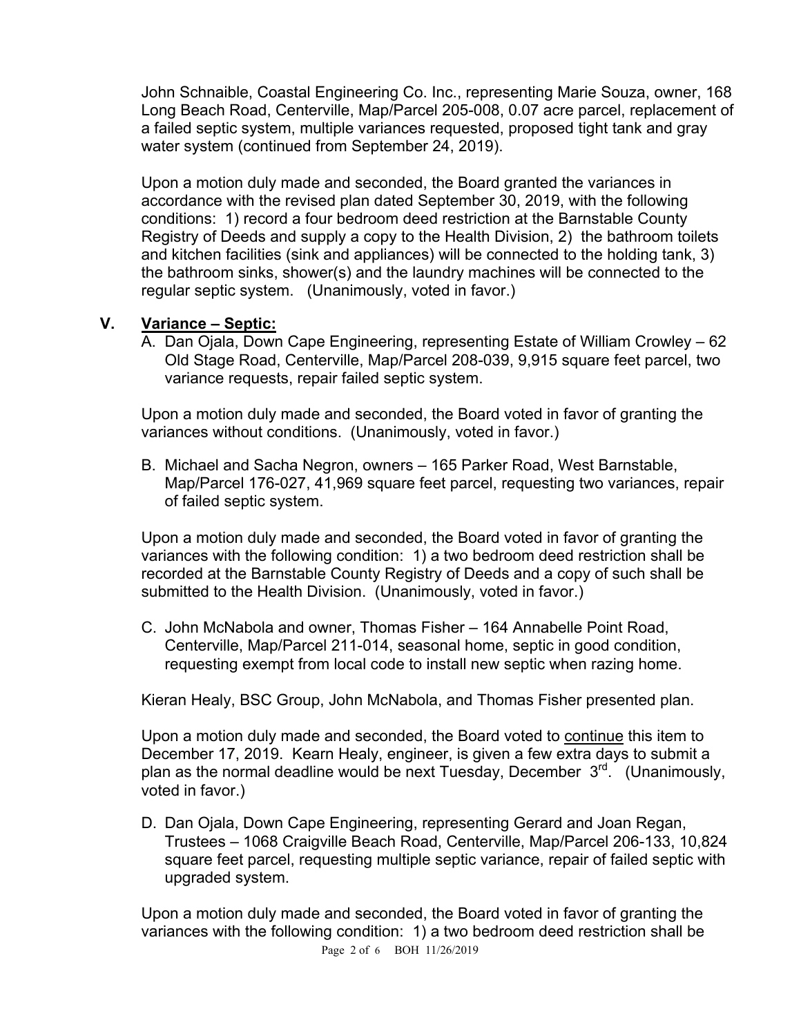John Schnaible, Coastal Engineering Co. Inc., representing Marie Souza, owner, 168 Long Beach Road, Centerville, Map/Parcel 205-008, 0.07 acre parcel, replacement of a failed septic system, multiple variances requested, proposed tight tank and gray water system (continued from September 24, 2019).

Upon a motion duly made and seconded, the Board granted the variances in accordance with the revised plan dated September 30, 2019, with the following conditions: 1) record a four bedroom deed restriction at the Barnstable County Registry of Deeds and supply a copy to the Health Division, 2) the bathroom toilets and kitchen facilities (sink and appliances) will be connected to the holding tank, 3) the bathroom sinks, shower(s) and the laundry machines will be connected to the regular septic system. (Unanimously, voted in favor.)

## V. Variance – Septic:

A. Dan Ojala, Down Cape Engineering, representing Estate of William Crowley – 62 Old Stage Road, Centerville, Map/Parcel 208-039, 9,915 square feet parcel, two variance requests, repair failed septic system.

Upon a motion duly made and seconded, the Board voted in favor of granting the variances without conditions. (Unanimously, voted in favor.)

B. Michael and Sacha Negron, owners – 165 Parker Road, West Barnstable, Map/Parcel 176-027, 41,969 square feet parcel, requesting two variances, repair of failed septic system.

Upon a motion duly made and seconded, the Board voted in favor of granting the variances with the following condition: 1) a two bedroom deed restriction shall be recorded at the Barnstable County Registry of Deeds and a copy of such shall be submitted to the Health Division. (Unanimously, voted in favor.)

C. John McNabola and owner, Thomas Fisher – 164 Annabelle Point Road, Centerville, Map/Parcel 211-014, seasonal home, septic in good condition, requesting exempt from local code to install new septic when razing home.

Kieran Healy, BSC Group, John McNabola, and Thomas Fisher presented plan.

Upon a motion duly made and seconded, the Board voted to continue this item to December 17, 2019. Kearn Healy, engineer, is given a few extra days to submit a plan as the normal deadline would be next Tuesday, December 3rd. (Unanimously, voted in favor.)

D. Dan Ojala, Down Cape Engineering, representing Gerard and Joan Regan, Trustees – 1068 Craigville Beach Road, Centerville, Map/Parcel 206-133, 10,824 square feet parcel, requesting multiple septic variance, repair of failed septic with upgraded system.

Upon a motion duly made and seconded, the Board voted in favor of granting the variances with the following condition: 1) a two bedroom deed restriction shall be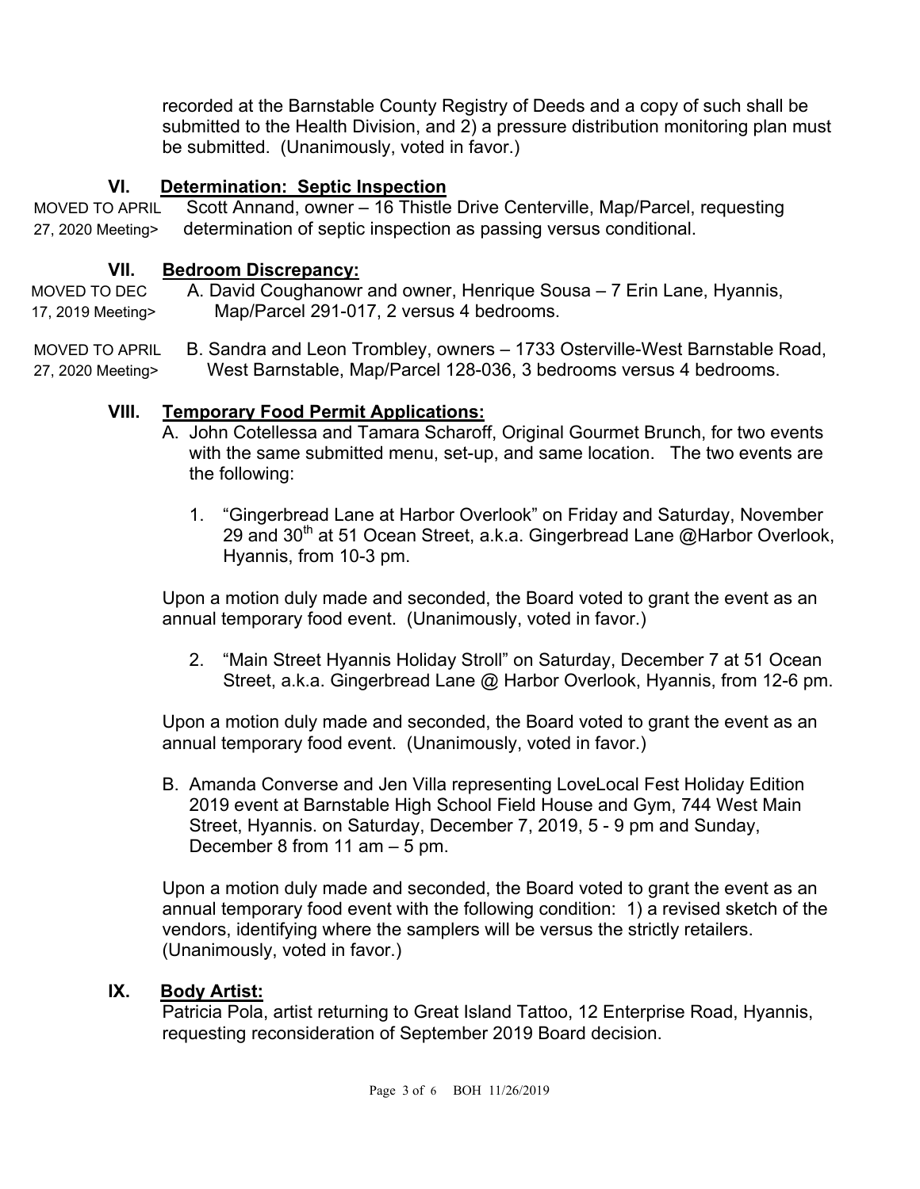recorded at the Barnstable County Registry of Deeds and a copy of such shall be submitted to the Health Division, and 2) a pressure distribution monitoring plan must be submitted. (Unanimously, voted in favor.)

### VI. Determination: Septic Inspection

MOVED TO APRIL 27, 2020 Meeting> Scott Annand, owner – 16 Thistle Drive Centerville, Map/Parcel, requesting determination of septic inspection as passing versus conditional.

### VII. Bedroom Discrepancy:

MOVED TO DEC 17, 2019 Meeting> A. David Coughanowr and owner, Henrique Sousa – 7 Erin Lane, Hyannis, Map/Parcel 291-017, 2 versus 4 bedrooms.

MOVED TO APRIL 27, 2020 Meeting> B. Sandra and Leon Trombley, owners – 1733 Osterville-West Barnstable Road, West Barnstable, Map/Parcel 128-036, 3 bedrooms versus 4 bedrooms.

### VIII. Temporary Food Permit Applications:

A. John Cotellessa and Tamara Scharoff, Original Gourmet Brunch, for two events with the same submitted menu, set-up, and same location. The two events are the following:

1. “Gingerbread Lane at Harbor Overlook” on Friday and Saturday, November 29 and 30th at 51 Ocean Street, a.k.a. Gingerbread Lane @Harbor Overlook, Hyannis, from 10-3 pm.

Upon a motion duly made and seconded, the Board voted to grant the event as an annual temporary food event. (Unanimously, voted in favor.)

2. “Main Street Hyannis Holiday Stroll” on Saturday, December 7 at 51 Ocean Street, a.k.a. Gingerbread Lane @ Harbor Overlook, Hyannis, from 12-6 pm.

Upon a motion duly made and seconded, the Board voted to grant the event as an annual temporary food event. (Unanimously, voted in favor.)

B. Amanda Converse and Jen Villa representing LoveLocal Fest Holiday Edition 2019 event at Barnstable High School Field House and Gym, 744 West Main Street, Hyannis. on Saturday, December 7, 2019, 5 - 9 pm and Sunday, December 8 from 11 am – 5 pm.

Upon a motion duly made and seconded, the Board voted to grant the event as an annual temporary food event with the following condition: 1) a revised sketch of the vendors, identifying where the samplers will be versus the strictly retailers. (Unanimously, voted in favor.)

### IX. Body Artist:

Patricia Pola, artist returning to Great Island Tattoo, 12 Enterprise Road, Hyannis, requesting reconsideration of September 2019 Board decision.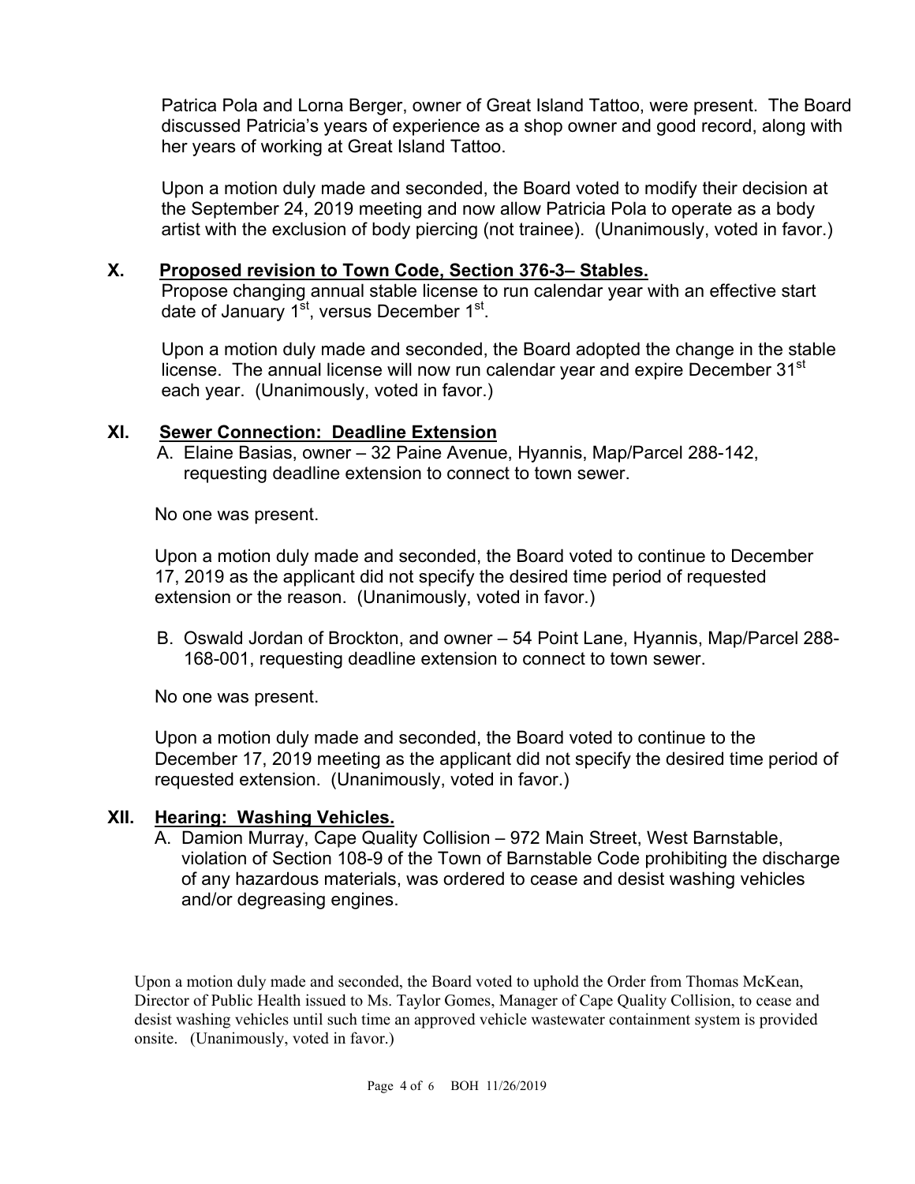Patrica Pola and Lorna Berger, owner of Great Island Tattoo, were present. The Board discussed Patricia's years of experience as a shop owner and good record, along with her years of working at Great Island Tattoo.

Upon a motion duly made and seconded, the Board voted to modify their decision at the September 24, 2019 meeting and now allow Patricia Pola to operate as a body artist with the exclusion of body piercing (not trainee). (Unanimously, voted in favor.)

## X. Proposed revision to Town Code, Section 376-3– Stables.

Propose changing annual stable license to run calendar year with an effective start date of January 1st, versus December 1st.

Upon a motion duly made and seconded, the Board adopted the change in the stable license. The annual license will now run calendar year and expire December 31st each year. (Unanimously, voted in favor.)

## XI. Sewer Connection: Deadline Extension

A. Elaine Basias, owner – 32 Paine Avenue, Hyannis, Map/Parcel 288-142, requesting deadline extension to connect to town sewer.

No one was present.

Upon a motion duly made and seconded, the Board voted to continue to December 17, 2019 as the applicant did not specify the desired time period of requested extension or the reason. (Unanimously, voted in favor.)

B. Oswald Jordan of Brockton, and owner – 54 Point Lane, Hyannis, Map/Parcel 288-168-001, requesting deadline extension to connect to town sewer.

No one was present.

Upon a motion duly made and seconded, the Board voted to continue to the December 17, 2019 meeting as the applicant did not specify the desired time period of requested extension. (Unanimously, voted in favor.)

## XII. Hearing: Washing Vehicles.

A. Damion Murray, Cape Quality Collision – 972 Main Street, West Barnstable, violation of Section 108-9 of the Town of Barnstable Code prohibiting the discharge of any hazardous materials, was ordered to cease and desist washing vehicles and/or degreasing engines.

Upon a motion duly made and seconded, the Board voted to uphold the Order from Thomas McKean, Director of Public Health issued to Ms. Taylor Gomes, Manager of Cape Quality Collision, to cease and desist washing vehicles until such time an approved vehicle wastewater containment system is provided onsite. (Unanimously, voted in favor.)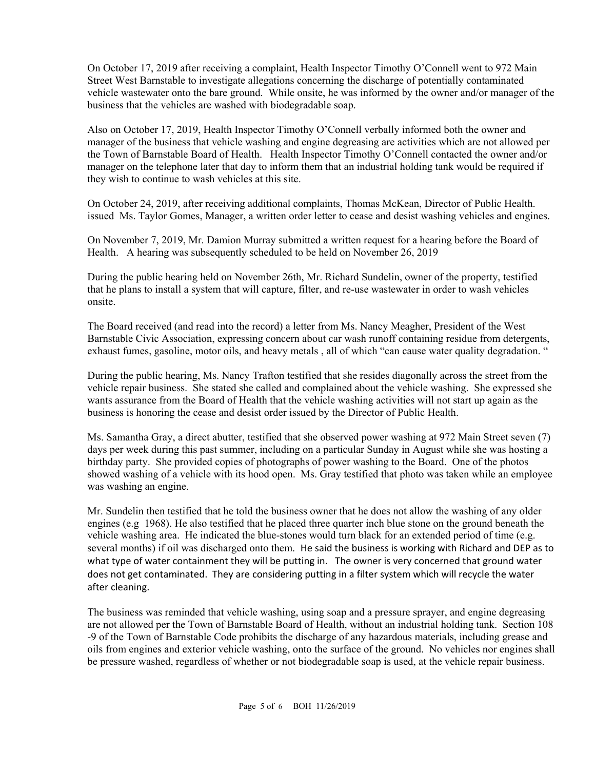On October 17, 2019 after receiving a complaint, Health Inspector Timothy O'Connell went to 972 Main Street West Barnstable to investigate allegations concerning the discharge of potentially contaminated vehicle wastewater onto the bare ground. While onsite, he was informed by the owner and/or manager of the business that the vehicles are washed with biodegradable soap.

Also on October 17, 2019, Health Inspector Timothy O'Connell verbally informed both the owner and manager of the business that vehicle washing and engine degreasing are activities which are not allowed per the Town of Barnstable Board of Health. Health Inspector Timothy O'Connell contacted the owner and/or manager on the telephone later that day to inform them that an industrial holding tank would be required if they wish to continue to wash vehicles at this site.

On October 24, 2019, after receiving additional complaints, Thomas McKean, Director of Public Health. issued Ms. Taylor Gomes, Manager, a written order letter to cease and desist washing vehicles and engines.

On November 7, 2019, Mr. Damion Murray submitted a written request for a hearing before the Board of Health. A hearing was subsequently scheduled to be held on November 26, 2019

During the public hearing held on November 26th, Mr. Richard Sundelin, owner of the property, testified that he plans to install a system that will capture, filter, and re-use wastewater in order to wash vehicles onsite.

The Board received (and read into the record) a letter from Ms. Nancy Meagher, President of the West Barnstable Civic Association, expressing concern about car wash runoff containing residue from detergents, exhaust fumes, gasoline, motor oils, and heavy metals , all of which "can cause water quality degradation. "

During the public hearing, Ms. Nancy Trafton testified that she resides diagonally across the street from the vehicle repair business. She stated she called and complained about the vehicle washing. She expressed she wants assurance from the Board of Health that the vehicle washing activities will not start up again as the business is honoring the cease and desist order issued by the Director of Public Health.

Ms. Samantha Gray, a direct abutter, testified that she observed power washing at 972 Main Street seven (7) days per week during this past summer, including on a particular Sunday in August while she was hosting a birthday party. She provided copies of photographs of power washing to the Board. One of the photos showed washing of a vehicle with its hood open. Ms. Gray testified that photo was taken while an employee was washing an engine.

Mr. Sundelin then testified that he told the business owner that he does not allow the washing of any older engines (e.g 1968). He also testified that he placed three quarter inch blue stone on the ground beneath the vehicle washing area. He indicated the blue-stones would turn black for an extended period of time (e.g. several months) if oil was discharged onto them. He said the business is working with Richard and DEP as to what type of water containment they will be putting in. The owner is very concerned that ground water does not get contaminated. They are considering putting in a filter system which will recycle the water after cleaning.

The business was reminded that vehicle washing, using soap and a pressure sprayer, and engine degreasing are not allowed per the Town of Barnstable Board of Health, without an industrial holding tank. Section 108 -9 of the Town of Barnstable Code prohibits the discharge of any hazardous materials, including grease and oils from engines and exterior vehicle washing, onto the surface of the ground. No vehicles nor engines shall be pressure washed, regardless of whether or not biodegradable soap is used, at the vehicle repair business.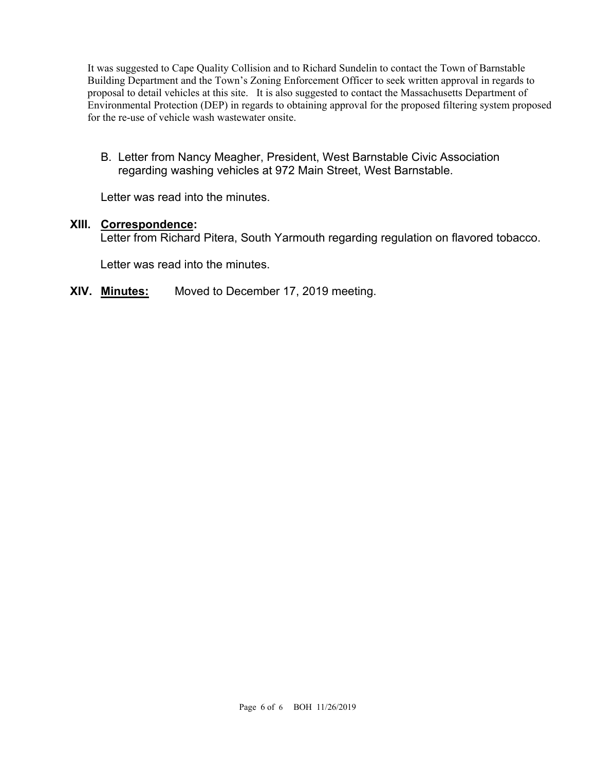It was suggested to Cape Quality Collision and to Richard Sundelin to contact the Town of Barnstable Building Department and the Town's Zoning Enforcement Officer to seek written approval in regards to proposal to detail vehicles at this site. It is also suggested to contact the Massachusetts Department of Environmental Protection (DEP) in regards to obtaining approval for the proposed filtering system proposed for the re-use of vehicle wash wastewater onsite.

B. Letter from Nancy Meagher, President, West Barnstable Civic Association regarding washing vehicles at 972 Main Street, West Barnstable.

Letter was read into the minutes.

**XIII. Correspondence:**
Letter from Richard Pitera, South Yarmouth regarding regulation on flavored tobacco.

Letter was read into the minutes.

**XIV. Minutes:** Moved to December 17, 2019 meeting.